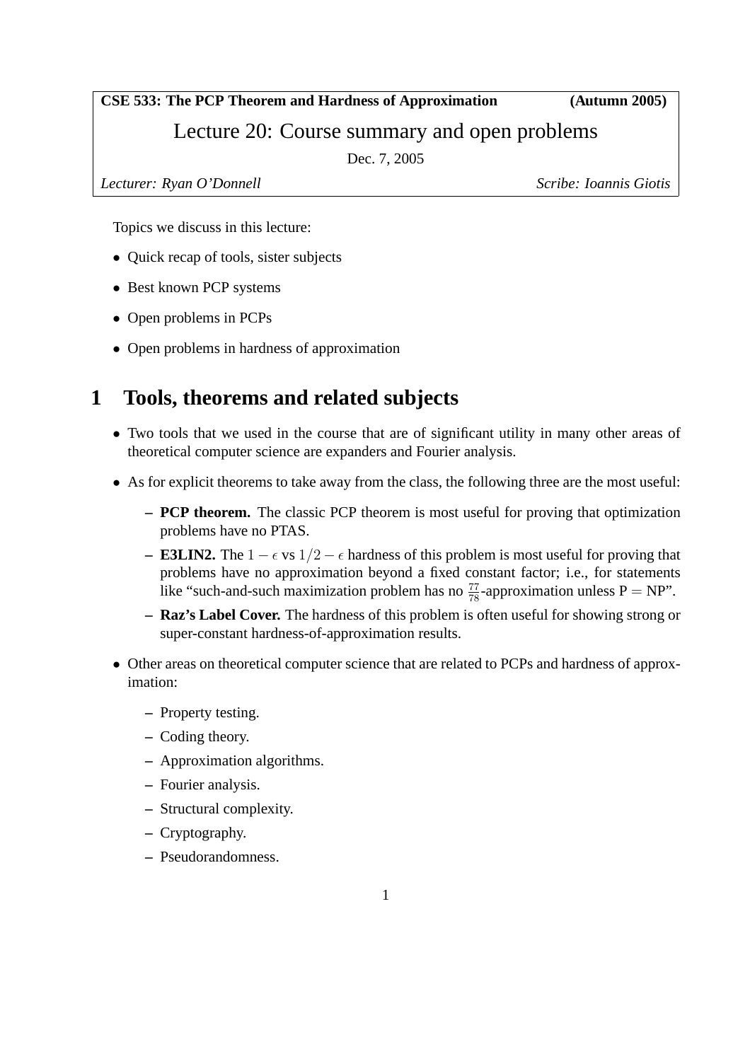**CSE 533: The PCP Theorem and Hardness of Approximation** **(Autumn 2005)**

# Lecture 20: Course summary and open problems

Dec. 7, 2005

*Lecturer: Ryan O'Donnell* *Scribe: Ioannis Giotis*

Topics we discuss in this lecture:

- Quick recap of tools, sister subjects
- Best known PCP systems
- Open problems in PCPs
- Open problems in hardness of approximation

## 1 Tools, theorems and related subjects

- Two tools that we used in the course that are of significant utility in many other areas of theoretical computer science are expanders and Fourier analysis.
- As for explicit theorems to take away from the class, the following three are the most useful:
  - **PCP theorem.** The classic PCP theorem is most useful for proving that optimization problems have no PTAS.
  - **E3LIN2.** The $1 - \epsilon$ vs $1/2 - \epsilon$ hardness of this problem is most useful for proving that problems have no approximation beyond a fixed constant factor; i.e., for statements like "such-and-such maximization problem has no $\frac{77}{78}$-approximation unless P = NP".
  - **Raz's Label Cover.** The hardness of this problem is often useful for showing strong or super-constant hardness-of-approximation results.
- Other areas on theoretical computer science that are related to PCPs and hardness of approximation:
  - Property testing.
  - Coding theory.
  - Approximation algorithms.
  - Fourier analysis.
  - Structural complexity.
  - Cryptography.
  - Pseudorandomness.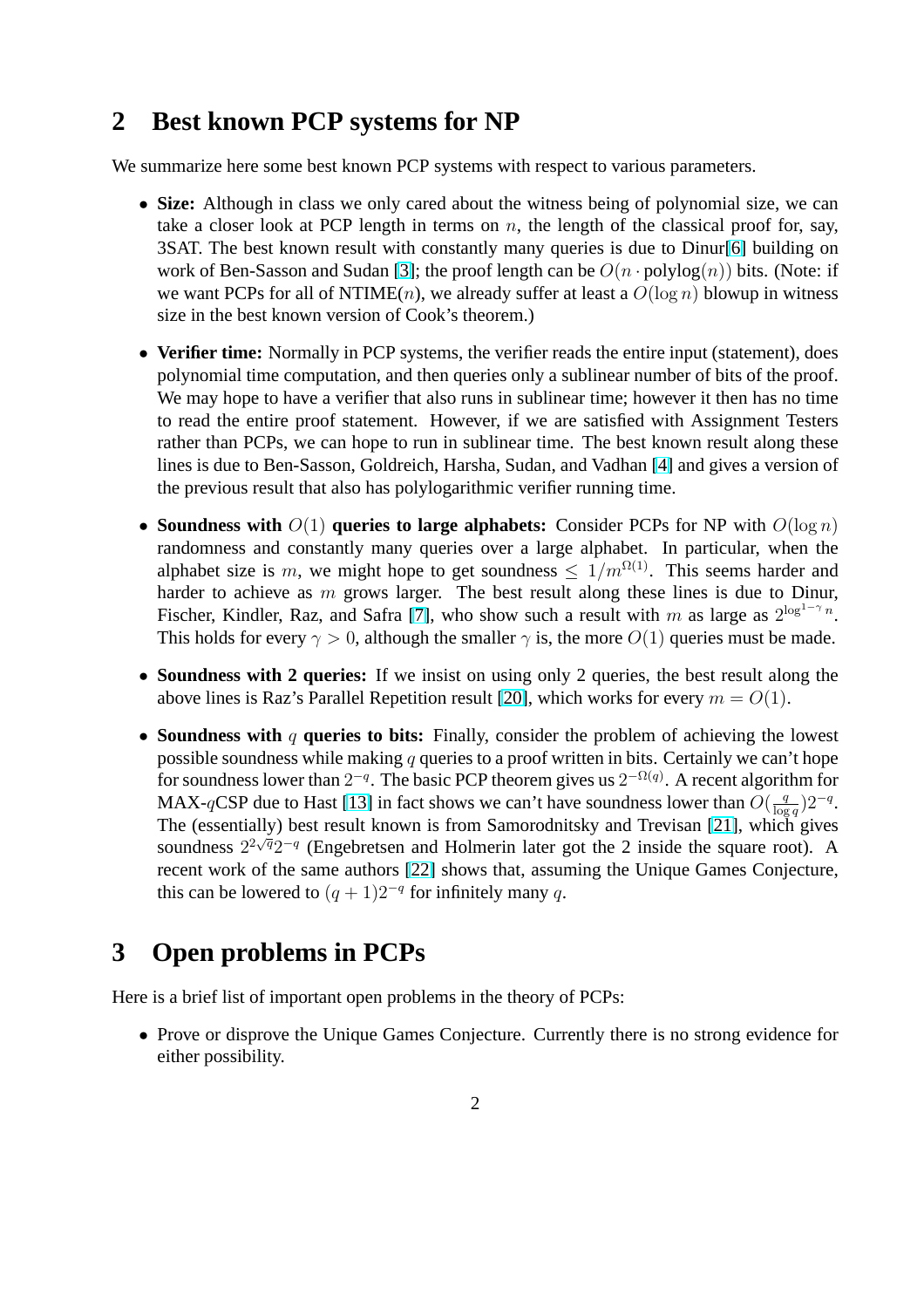## 2 Best known PCP systems for NP

We summarize here some best known PCP systems with respect to various parameters.

- **Size:** Although in class we only cared about the witness being of polynomial size, we can take a closer look at PCP length in terms on $n$, the length of the classical proof for, say, 3SAT. The best known result with constantly many queries is due to Dinur[6] building on work of Ben-Sasson and Sudan [3]; the proof length can be $O(n \cdot \text{polylog}(n))$ bits. (Note: if we want PCPs for all of NTIME($n$), we already suffer at least a $O(\log n)$ blowup in witness size in the best known version of Cook's theorem.)

- **Verifier time:** Normally in PCP systems, the verifier reads the entire input (statement), does polynomial time computation, and then queries only a sublinear number of bits of the proof. We may hope to have a verifier that also runs in sublinear time; however it then has no time to read the entire proof statement. However, if we are satisfied with Assignment Testers rather than PCPs, we can hope to run in sublinear time. The best known result along these lines is due to Ben-Sasson, Goldreich, Harsha, Sudan, and Vadhan [4] and gives a version of the previous result that also has polylogarithmic verifier running time.

- **Soundness with $O(1)$ queries to large alphabets:** Consider PCPs for NP with $O(\log n)$ randomness and constantly many queries over a large alphabet. In particular, when the alphabet size is $m$, we might hope to get soundness $\leq 1/m^{\Omega(1)}$. This seems harder and harder to achieve as $m$ grows larger. The best result along these lines is due to Dinur, Fischer, Kindler, Raz, and Safra [7], who show such a result with $m$ as large as $2^{\log^{1-\gamma} n}$. This holds for every $\gamma > 0$, although the smaller $\gamma$ is, the more $O(1)$ queries must be made.

- **Soundness with 2 queries:** If we insist on using only 2 queries, the best result along the above lines is Raz's Parallel Repetition result [20], which works for every $m = O(1)$.

- **Soundness with $q$ queries to bits:** Finally, consider the problem of achieving the lowest possible soundness while making $q$ queries to a proof written in bits. Certainly we can't hope for soundness lower than $2^{-q}$. The basic PCP theorem gives us $2^{-\Omega(q)}$. A recent algorithm for MAX-$q$CSP due to Hast [13] in fact shows we can't have soundness lower than $O(\frac{q}{\log q})2^{-q}$. The (essentially) best result known is from Samorodnitsky and Trevisan [21], which gives soundness $2^{2\sqrt{q}}2^{-q}$ (Engebretsen and Holmerin later got the 2 inside the square root). A recent work of the same authors [22] shows that, assuming the Unique Games Conjecture, this can be lowered to $(q+1)2^{-q}$ for infinitely many $q$.

## 3 Open problems in PCPs

Here is a brief list of important open problems in the theory of PCPs:

- Prove or disprove the Unique Games Conjecture. Currently there is no strong evidence for either possibility.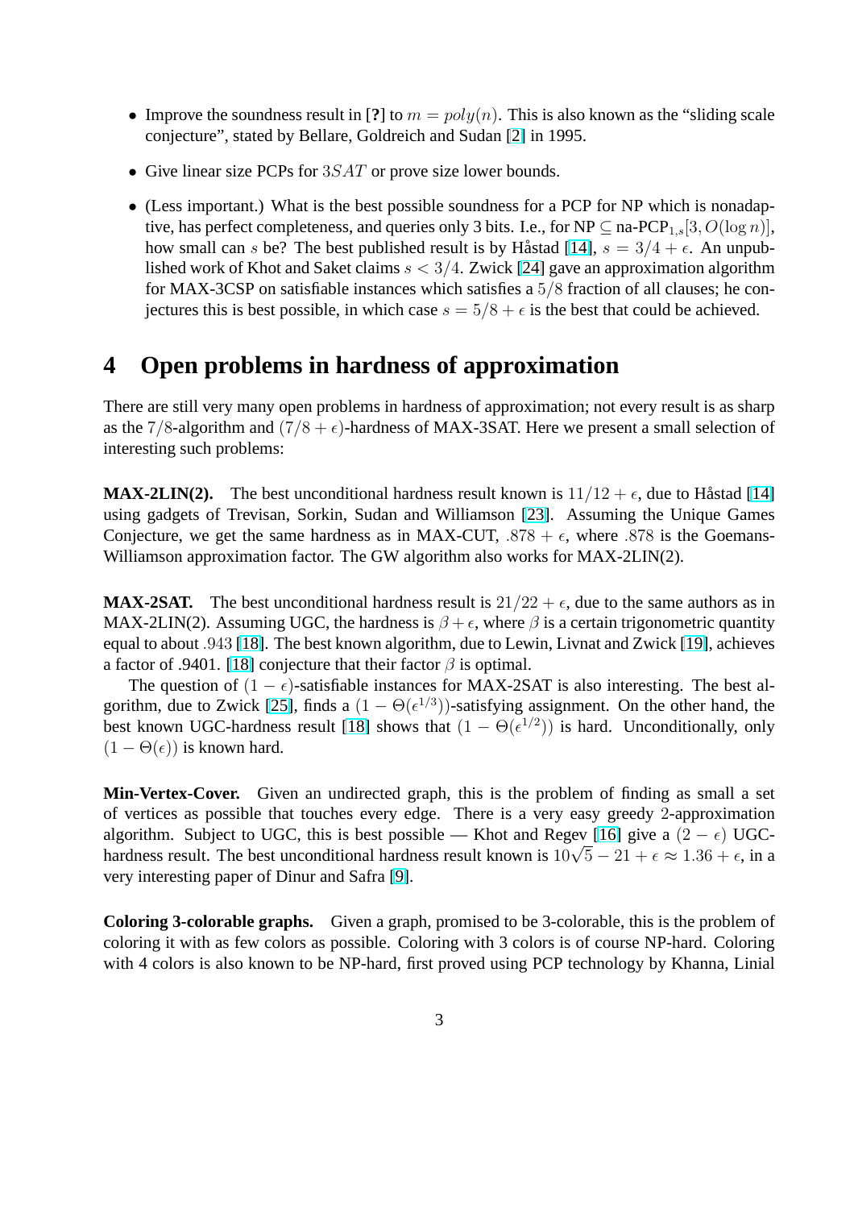- Improve the soundness result in [?] to $m = poly(n)$. This is also known as the "sliding scale conjecture", stated by Bellare, Goldreich and Sudan [2] in 1995.
- Give linear size PCPs for $3SAT$ or prove size lower bounds.
- (Less important.) What is the best possible soundness for a PCP for NP which is nonadaptive, has perfect completeness, and queries only 3 bits. I.e., for NP $\subseteq$ na-PCP$_{1,s}[3, O(\log n)]$, how small can $s$ be? The best published result is by Håstad [14], $s = 3/4 + \epsilon$. An unpublished work of Khot and Saket claims $s < 3/4$. Zwick [24] gave an approximation algorithm for MAX-3CSP on satisfiable instances which satisfies a $5/8$ fraction of all clauses; he conjectures this is best possible, in which case $s = 5/8 + \epsilon$ is the best that could be achieved.

# 4 Open problems in hardness of approximation

There are still very many open problems in hardness of approximation; not every result is as sharp as the $7/8$-algorithm and $(7/8 + \epsilon)$-hardness of MAX-3SAT. Here we present a small selection of interesting such problems:

**MAX-2LIN(2).** The best unconditional hardness result known is $11/12 + \epsilon$, due to Håstad [14] using gadgets of Trevisan, Sorkin, Sudan and Williamson [23]. Assuming the Unique Games Conjecture, we get the same hardness as in MAX-CUT, $.878 + \epsilon$, where $.878$ is the Goemans-Williamson approximation factor. The GW algorithm also works for MAX-2LIN(2).

**MAX-2SAT.** The best unconditional hardness result is $21/22 + \epsilon$, due to the same authors as in MAX-2LIN(2). Assuming UGC, the hardness is $\beta + \epsilon$, where $\beta$ is a certain trigonometric quantity equal to about $.943$ [18]. The best known algorithm, due to Lewin, Livnat and Zwick [19], achieves a factor of .9401. [18] conjecture that their factor $\beta$ is optimal.

The question of $(1 - \epsilon)$-satisfiable instances for MAX-2SAT is also interesting. The best algorithm, due to Zwick [25], finds a $(1 - \Theta(\epsilon^{1/3}))$-satisfying assignment. On the other hand, the best known UGC-hardness result [18] shows that $(1 - \Theta(\epsilon^{1/2}))$ is hard. Unconditionally, only $(1 - \Theta(\epsilon))$ is known hard.

**Min-Vertex-Cover.** Given an undirected graph, this is the problem of finding as small a set of vertices as possible that touches every edge. There is a very easy greedy 2-approximation algorithm. Subject to UGC, this is best possible — Khot and Regev [16] give a $(2 - \epsilon)$ UGC-hardness result. The best unconditional hardness result known is $10\sqrt{5} - 21 + \epsilon \approx 1.36 + \epsilon$, in a very interesting paper of Dinur and Safra [9].

**Coloring 3-colorable graphs.** Given a graph, promised to be 3-colorable, this is the problem of coloring it with as few colors as possible. Coloring with 3 colors is of course NP-hard. Coloring with 4 colors is also known to be NP-hard, first proved using PCP technology by Khanna, Linial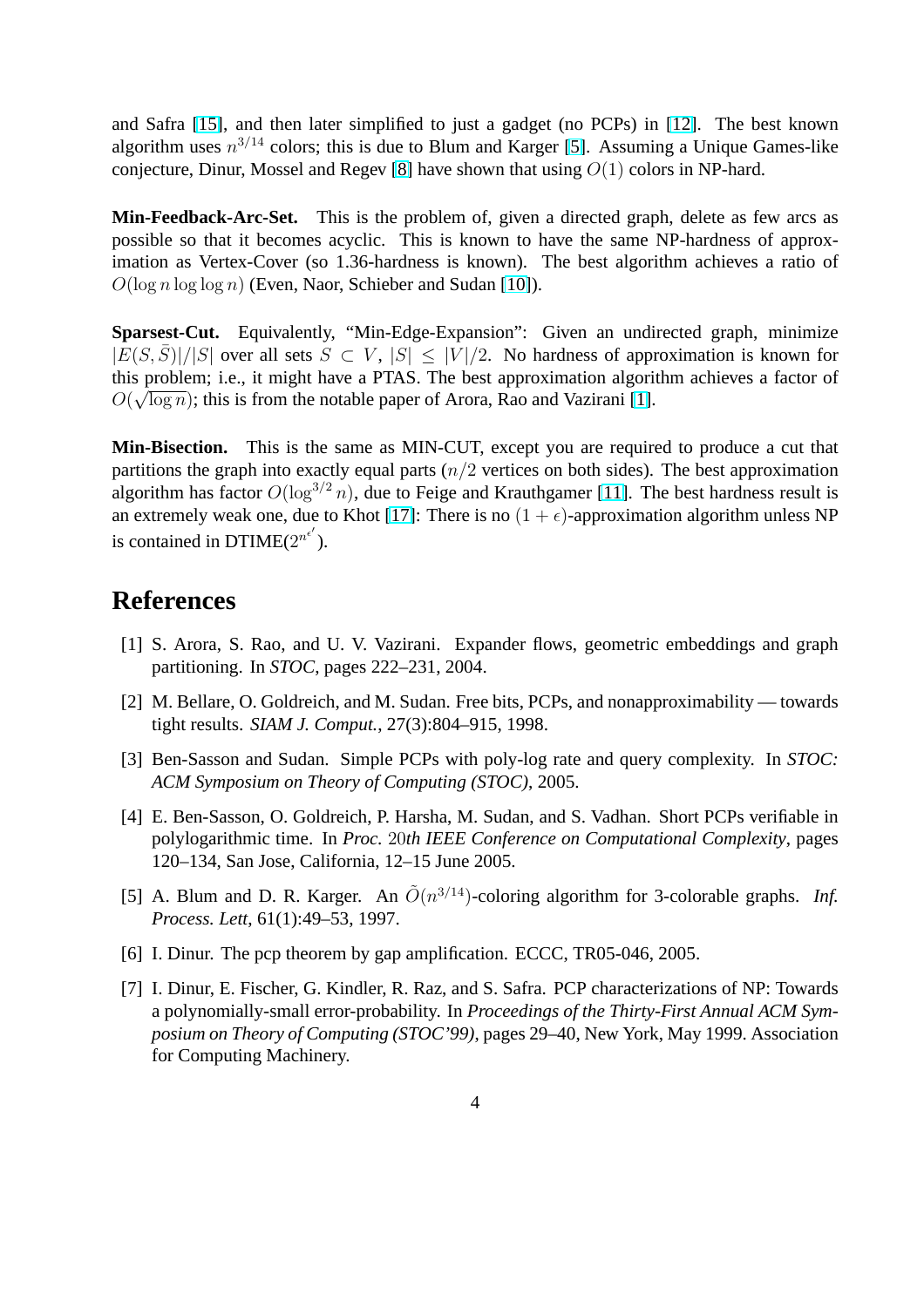and Safra [15], and then later simplified to just a gadget (no PCPs) in [12]. The best known algorithm uses $n^{3/14}$ colors; this is due to Blum and Karger [5]. Assuming a Unique Games-like conjecture, Dinur, Mossel and Regev [8] have shown that using $O(1)$ colors in NP-hard.

**Min-Feedback-Arc-Set.** This is the problem of, given a directed graph, delete as few arcs as possible so that it becomes acyclic. This is known to have the same NP-hardness of approximation as Vertex-Cover (so 1.36-hardness is known). The best algorithm achieves a ratio of $O(\log n \log \log n)$ (Even, Naor, Schieber and Sudan [10]).

**Sparsest-Cut.** Equivalently, "Min-Edge-Expansion": Given an undirected graph, minimize $|E(S, \bar{S})|/|S|$ over all sets $S \subset V$, $|S| \leq |V|/2$. No hardness of approximation is known for this problem; i.e., it might have a PTAS. The best approximation algorithm achieves a factor of $O(\sqrt{\log n})$; this is from the notable paper of Arora, Rao and Vazirani [1].

**Min-Bisection.** This is the same as MIN-CUT, except you are required to produce a cut that partitions the graph into exactly equal parts ($n/2$ vertices on both sides). The best approximation algorithm has factor $O(\log^{3/2} n)$, due to Feige and Krauthgamer [11]. The best hardness result is an extremely weak one, due to Khot [17]: There is no $(1 + \epsilon)$-approximation algorithm unless NP is contained in DTIME($2^{n^{\epsilon'}}$).

# References

[1] S. Arora, S. Rao, and U. V. Vazirani. Expander flows, geometric embeddings and graph partitioning. In *STOC*, pages 222–231, 2004.

[2] M. Bellare, O. Goldreich, and M. Sudan. Free bits, PCPs, and nonapproximability — towards tight results. *SIAM J. Comput.*, 27(3):804–915, 1998.

[3] Ben-Sasson and Sudan. Simple PCPs with poly-log rate and query complexity. In *STOC: ACM Symposium on Theory of Computing (STOC)*, 2005.

[4] E. Ben-Sasson, O. Goldreich, P. Harsha, M. Sudan, and S. Vadhan. Short PCPs verifiable in polylogarithmic time. In *Proc. 20th IEEE Conference on Computational Complexity*, pages 120–134, San Jose, California, 12–15 June 2005.

[5] A. Blum and D. R. Karger. An $\tilde{O}(n^{3/14})$-coloring algorithm for 3-colorable graphs. *Inf. Process. Lett*, 61(1):49–53, 1997.

[6] I. Dinur. The pcp theorem by gap amplification. ECCC, TR05-046, 2005.

[7] I. Dinur, E. Fischer, G. Kindler, R. Raz, and S. Safra. PCP characterizations of NP: Towards a polynomially-small error-probability. In *Proceedings of the Thirty-First Annual ACM Symposium on Theory of Computing (STOC'99)*, pages 29–40, New York, May 1999. Association for Computing Machinery.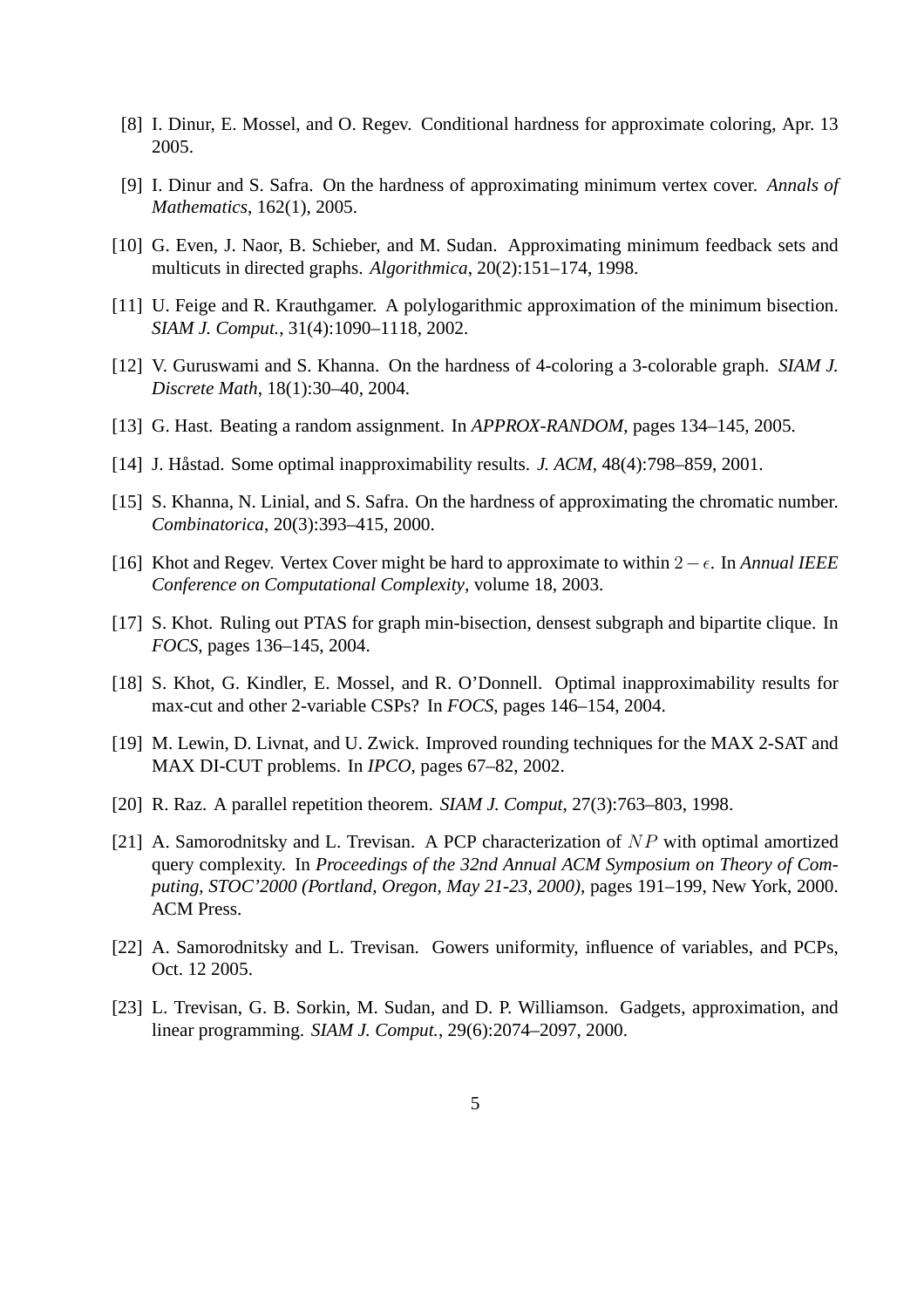[8] I. Dinur, E. Mossel, and O. Regev. Conditional hardness for approximate coloring, Apr. 13 2005.

[9] I. Dinur and S. Safra. On the hardness of approximating minimum vertex cover. *Annals of Mathematics*, 162(1), 2005.

[10] G. Even, J. Naor, B. Schieber, and M. Sudan. Approximating minimum feedback sets and multicuts in directed graphs. *Algorithmica*, 20(2):151–174, 1998.

[11] U. Feige and R. Krauthgamer. A polylogarithmic approximation of the minimum bisection. *SIAM J. Comput.*, 31(4):1090–1118, 2002.

[12] V. Guruswami and S. Khanna. On the hardness of 4-coloring a 3-colorable graph. *SIAM J. Discrete Math*, 18(1):30–40, 2004.

[13] G. Hast. Beating a random assignment. In *APPROX-RANDOM*, pages 134–145, 2005.

[14] J. Håstad. Some optimal inapproximability results. *J. ACM*, 48(4):798–859, 2001.

[15] S. Khanna, N. Linial, and S. Safra. On the hardness of approximating the chromatic number. *Combinatorica*, 20(3):393–415, 2000.

[16] Khot and Regev. Vertex Cover might be hard to approximate to within $2 - \epsilon$. In *Annual IEEE Conference on Computational Complexity*, volume 18, 2003.

[17] S. Khot. Ruling out PTAS for graph min-bisection, densest subgraph and bipartite clique. In *FOCS*, pages 136–145, 2004.

[18] S. Khot, G. Kindler, E. Mossel, and R. O'Donnell. Optimal inapproximability results for max-cut and other 2-variable CSPs? In *FOCS*, pages 146–154, 2004.

[19] M. Lewin, D. Livnat, and U. Zwick. Improved rounding techniques for the MAX 2-SAT and MAX DI-CUT problems. In *IPCO*, pages 67–82, 2002.

[20] R. Raz. A parallel repetition theorem. *SIAM J. Comput*, 27(3):763–803, 1998.

[21] A. Samorodnitsky and L. Trevisan. A PCP characterization of $NP$ with optimal amortized query complexity. In *Proceedings of the 32nd Annual ACM Symposium on Theory of Computing, STOC'2000 (Portland, Oregon, May 21-23, 2000)*, pages 191–199, New York, 2000. ACM Press.

[22] A. Samorodnitsky and L. Trevisan. Gowers uniformity, influence of variables, and PCPs, Oct. 12 2005.

[23] L. Trevisan, G. B. Sorkin, M. Sudan, and D. P. Williamson. Gadgets, approximation, and linear programming. *SIAM J. Comput.*, 29(6):2074–2097, 2000.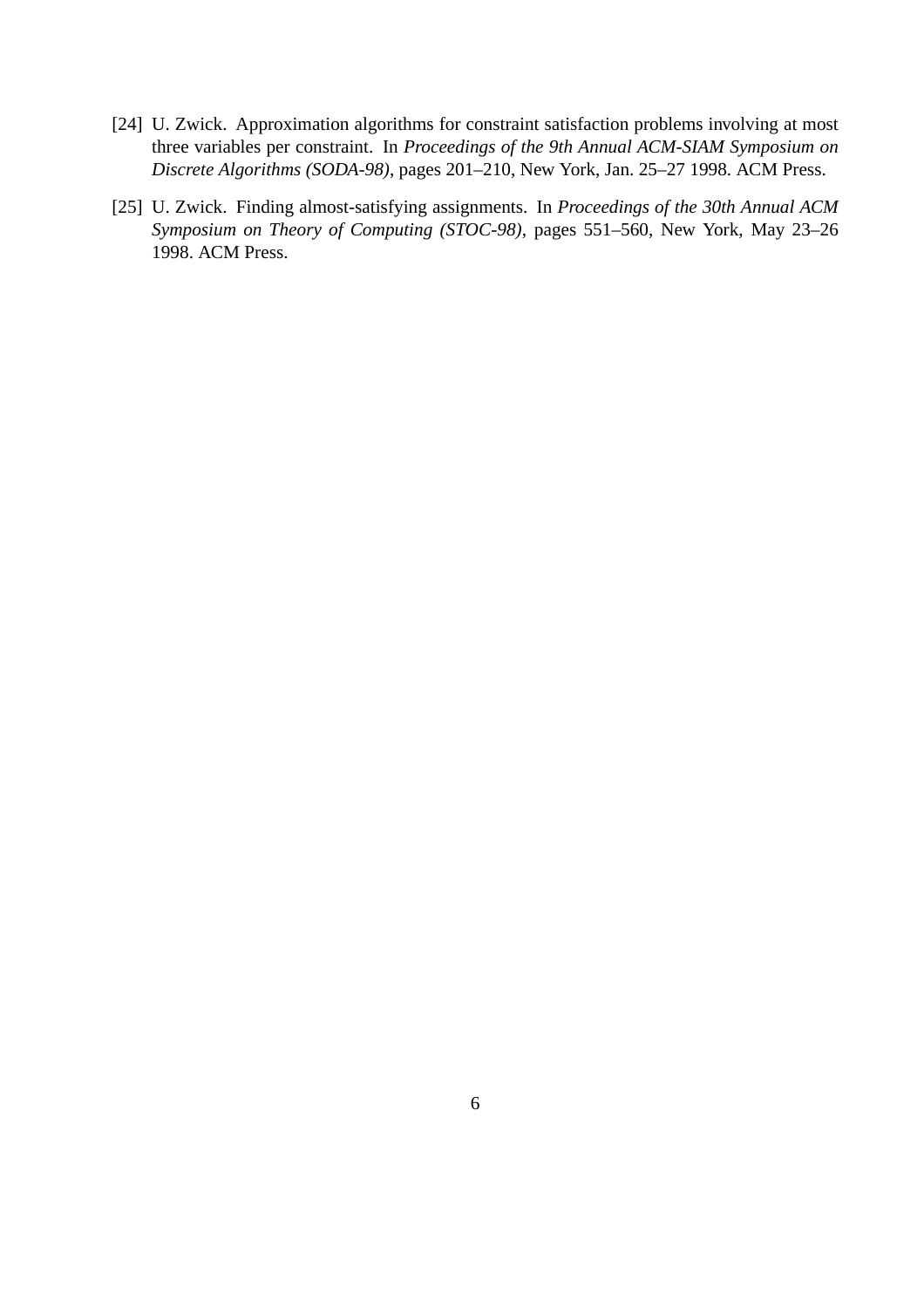[24] U. Zwick. Approximation algorithms for constraint satisfaction problems involving at most three variables per constraint. In *Proceedings of the 9th Annual ACM-SIAM Symposium on Discrete Algorithms (SODA-98)*, pages 201–210, New York, Jan. 25–27 1998. ACM Press.

[25] U. Zwick. Finding almost-satisfying assignments. In *Proceedings of the 30th Annual ACM Symposium on Theory of Computing (STOC-98)*, pages 551–560, New York, May 23–26 1998. ACM Press.